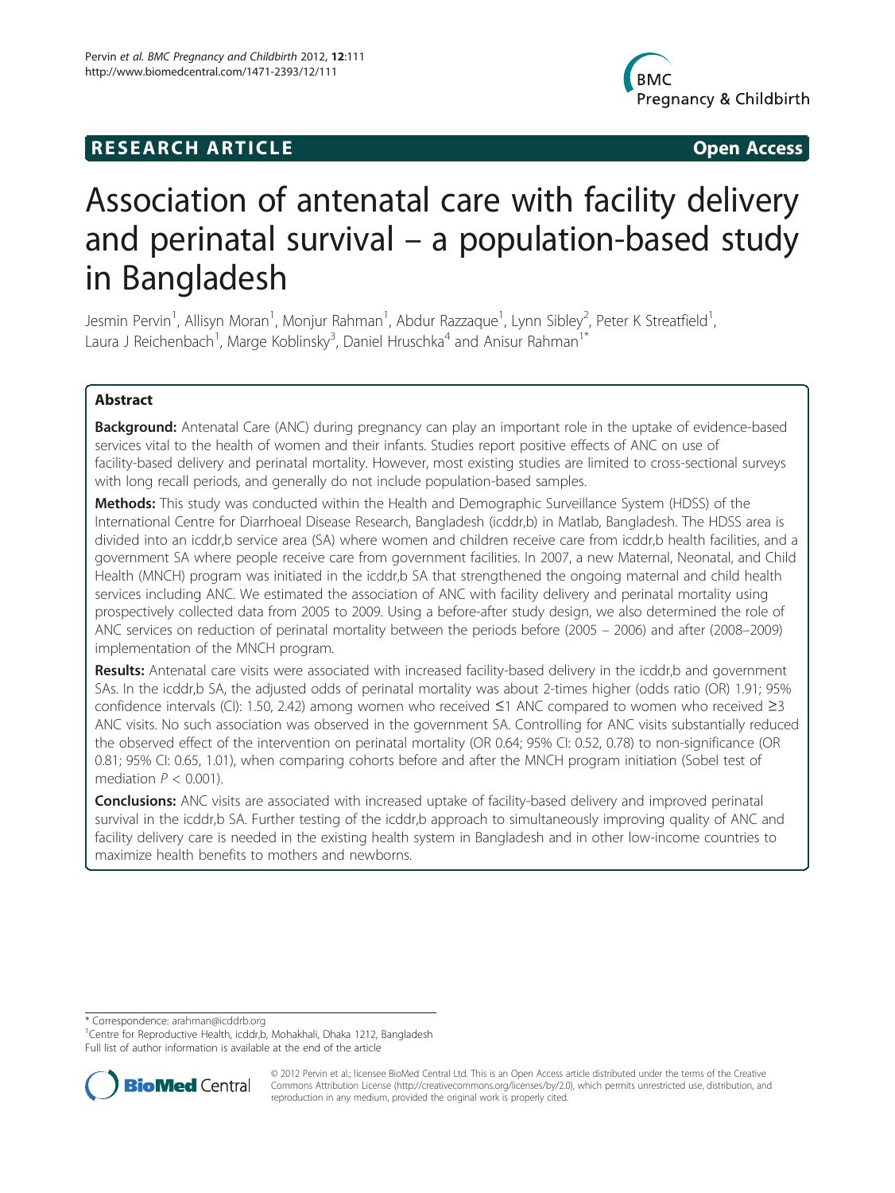**RESEARCH ARTICLE** **Open Access**

# Association of antenatal care with facility delivery and perinatal survival – a population-based study in Bangladesh

Jesmin Pervin[1], Allisyn Moran[1], Monjur Rahman[1], Abdur Razzaque[1], Lynn Sibley[2], Peter K Streatfield[1], Laura J Reichenbach[1], Marge Koblinsky[3], Daniel Hruschka[4] and Anisur Rahman[1*]

## Abstract

**Background:** Antenatal Care (ANC) during pregnancy can play an important role in the uptake of evidence-based services vital to the health of women and their infants. Studies report positive effects of ANC on use of facility-based delivery and perinatal mortality. However, most existing studies are limited to cross-sectional surveys with long recall periods, and generally do not include population-based samples.

**Methods:** This study was conducted within the Health and Demographic Surveillance System (HDSS) of the International Centre for Diarrhoeal Disease Research, Bangladesh (icddr,b) in Matlab, Bangladesh. The HDSS area is divided into an icddr,b service area (SA) where women and children receive care from icddr,b health facilities, and a government SA where people receive care from government facilities. In 2007, a new Maternal, Neonatal, and Child Health (MNCH) program was initiated in the icddr,b SA that strengthened the ongoing maternal and child health services including ANC. We estimated the association of ANC with facility delivery and perinatal mortality using prospectively collected data from 2005 to 2009. Using a before-after study design, we also determined the role of ANC services on reduction of perinatal mortality between the periods before (2005 – 2006) and after (2008–2009) implementation of the MNCH program.

**Results:** Antenatal care visits were associated with increased facility-based delivery in the icddr,b and government SAs. In the icddr,b SA, the adjusted odds of perinatal mortality was about 2-times higher (odds ratio (OR) 1.91; 95% confidence intervals (CI): 1.50, 2.42) among women who received ≤1 ANC compared to women who received ≥3 ANC visits. No such association was observed in the government SA. Controlling for ANC visits substantially reduced the observed effect of the intervention on perinatal mortality (OR 0.64; 95% CI: 0.52, 0.78) to non-significance (OR 0.81; 95% CI: 0.65, 1.01), when comparing cohorts before and after the MNCH program initiation (Sobel test of mediation $P < 0.001$).

**Conclusions:** ANC visits are associated with increased uptake of facility-based delivery and improved perinatal survival in the icddr,b SA. Further testing of the icddr,b approach to simultaneously improving quality of ANC and facility delivery care is needed in the existing health system in Bangladesh and in other low-income countries to maximize health benefits to mothers and newborns.

\* Correspondence: arahman@icddrb.org
[1]Centre for Reproductive Health, icddr,b, Mohakhali, Dhaka 1212, Bangladesh
Full list of author information is available at the end of the article

© 2012 Pervin et al.; licensee BioMed Central Ltd. This is an Open Access article distributed under the terms of the Creative Commons Attribution License (http://creativecommons.org/licenses/by/2.0), which permits unrestricted use, distribution, and reproduction in any medium, provided the original work is properly cited.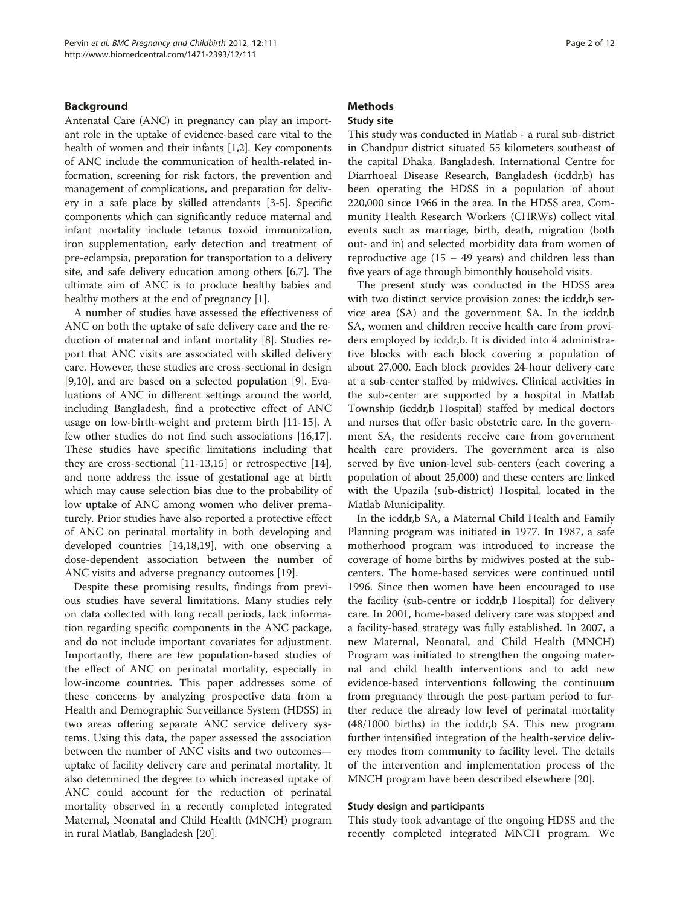## Background

Antenatal Care (ANC) in pregnancy can play an important role in the uptake of evidence-based care vital to the health of women and their infants [1,2]. Key components of ANC include the communication of health-related information, screening for risk factors, the prevention and management of complications, and preparation for delivery in a safe place by skilled attendants [3-5]. Specific components which can significantly reduce maternal and infant mortality include tetanus toxoid immunization, iron supplementation, early detection and treatment of pre-eclampsia, preparation for transportation to a delivery site, and safe delivery education among others [6,7]. The ultimate aim of ANC is to produce healthy babies and healthy mothers at the end of pregnancy [1].

A number of studies have assessed the effectiveness of ANC on both the uptake of safe delivery care and the reduction of maternal and infant mortality [8]. Studies report that ANC visits are associated with skilled delivery care. However, these studies are cross-sectional in design [9,10], and are based on a selected population [9]. Evaluations of ANC in different settings around the world, including Bangladesh, find a protective effect of ANC usage on low-birth-weight and preterm birth [11-15]. A few other studies do not find such associations [16,17]. These studies have specific limitations including that they are cross-sectional [11-13,15] or retrospective [14], and none address the issue of gestational age at birth which may cause selection bias due to the probability of low uptake of ANC among women who deliver prematurely. Prior studies have also reported a protective effect of ANC on perinatal mortality in both developing and developed countries [14,18,19], with one observing a dose-dependent association between the number of ANC visits and adverse pregnancy outcomes [19].

Despite these promising results, findings from previous studies have several limitations. Many studies rely on data collected with long recall periods, lack information regarding specific components in the ANC package, and do not include important covariates for adjustment. Importantly, there are few population-based studies of the effect of ANC on perinatal mortality, especially in low-income countries. This paper addresses some of these concerns by analyzing prospective data from a Health and Demographic Surveillance System (HDSS) in two areas offering separate ANC service delivery systems. Using this data, the paper assessed the association between the number of ANC visits and two outcomes—uptake of facility delivery care and perinatal mortality. It also determined the degree to which increased uptake of ANC could account for the reduction of perinatal mortality observed in a recently completed integrated Maternal, Neonatal and Child Health (MNCH) program in rural Matlab, Bangladesh [20].

## Methods

### Study site

This study was conducted in Matlab - a rural sub-district in Chandpur district situated 55 kilometers southeast of the capital Dhaka, Bangladesh. International Centre for Diarrhoeal Disease Research, Bangladesh (icddr,b) has been operating the HDSS in a population of about 220,000 since 1966 in the area. In the HDSS area, Community Health Research Workers (CHRWs) collect vital events such as marriage, birth, death, migration (both out- and in) and selected morbidity data from women of reproductive age (15 – 49 years) and children less than five years of age through bimonthly household visits.

The present study was conducted in the HDSS area with two distinct service provision zones: the icddr,b service area (SA) and the government SA. In the icddr,b SA, women and children receive health care from providers employed by icddr,b. It is divided into 4 administrative blocks with each block covering a population of about 27,000. Each block provides 24-hour delivery care at a sub-center staffed by midwives. Clinical activities in the sub-center are supported by a hospital in Matlab Township (icddr,b Hospital) staffed by medical doctors and nurses that offer basic obstetric care. In the government SA, the residents receive care from government health care providers. The government area is also served by five union-level sub-centers (each covering a population of about 25,000) and these centers are linked with the Upazila (sub-district) Hospital, located in the Matlab Municipality.

In the icddr,b SA, a Maternal Child Health and Family Planning program was initiated in 1977. In 1987, a safe motherhood program was introduced to increase the coverage of home births by midwives posted at the sub-centers. The home-based services were continued until 1996. Since then women have been encouraged to use the facility (sub-centre or icddr,b Hospital) for delivery care. In 2001, home-based delivery care was stopped and a facility-based strategy was fully established. In 2007, a new Maternal, Neonatal, and Child Health (MNCH) Program was initiated to strengthen the ongoing maternal and child health interventions and to add new evidence-based interventions following the continuum from pregnancy through the post-partum period to further reduce the already low level of perinatal mortality (48/1000 births) in the icddr,b SA. This new program further intensified integration of the health-service delivery modes from community to facility level. The details of the intervention and implementation process of the MNCH program have been described elsewhere [20].

### Study design and participants

This study took advantage of the ongoing HDSS and the recently completed integrated MNCH program. We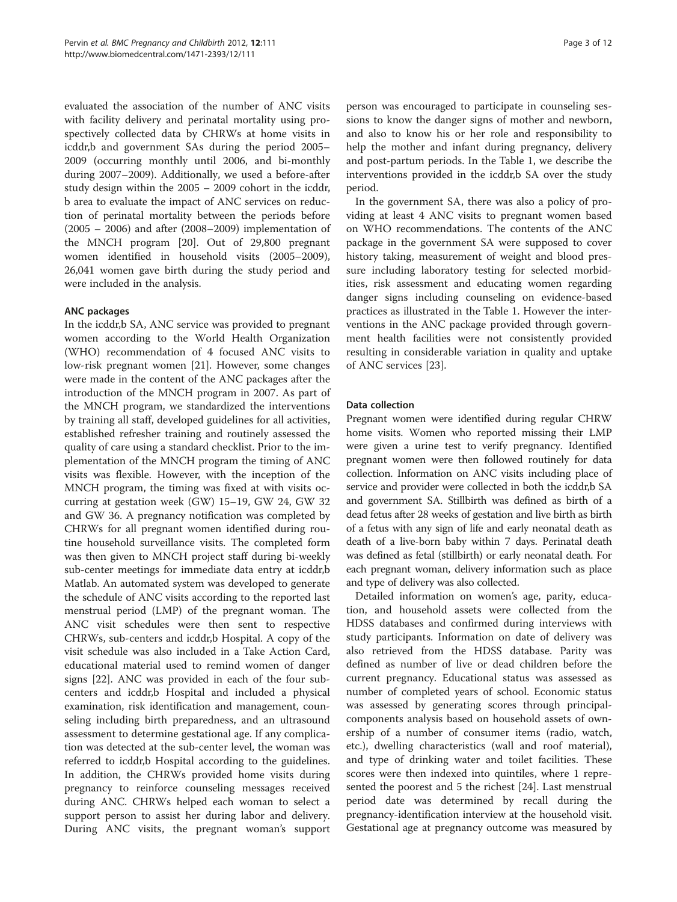evaluated the association of the number of ANC visits with facility delivery and perinatal mortality using prospectively collected data by CHRWs at home visits in icddr,b and government SAs during the period 2005–2009 (occurring monthly until 2006, and bi-monthly during 2007–2009). Additionally, we used a before-after study design within the 2005 – 2009 cohort in the icddr, b area to evaluate the impact of ANC services on reduction of perinatal mortality between the periods before (2005 – 2006) and after (2008–2009) implementation of the MNCH program [20]. Out of 29,800 pregnant women identified in household visits (2005–2009), 26,041 women gave birth during the study period and were included in the analysis.

### ANC packages

In the icddr,b SA, ANC service was provided to pregnant women according to the World Health Organization (WHO) recommendation of 4 focused ANC visits to low-risk pregnant women [21]. However, some changes were made in the content of the ANC packages after the introduction of the MNCH program in 2007. As part of the MNCH program, we standardized the interventions by training all staff, developed guidelines for all activities, established refresher training and routinely assessed the quality of care using a standard checklist. Prior to the implementation of the MNCH program the timing of ANC visits was flexible. However, with the inception of the MNCH program, the timing was fixed at with visits occurring at gestation week (GW) 15–19, GW 24, GW 32 and GW 36. A pregnancy notification was completed by CHRWs for all pregnant women identified during routine household surveillance visits. The completed form was then given to MNCH project staff during bi-weekly sub-center meetings for immediate data entry at icddr,b Matlab. An automated system was developed to generate the schedule of ANC visits according to the reported last menstrual period (LMP) of the pregnant woman. The ANC visit schedules were then sent to respective CHRWs, sub-centers and icddr,b Hospital. A copy of the visit schedule was also included in a Take Action Card, educational material used to remind women of danger signs [22]. ANC was provided in each of the four sub-centers and icddr,b Hospital and included a physical examination, risk identification and management, counseling including birth preparedness, and an ultrasound assessment to determine gestational age. If any complication was detected at the sub-center level, the woman was referred to icddr,b Hospital according to the guidelines. In addition, the CHRWs provided home visits during pregnancy to reinforce counseling messages received during ANC. CHRWs helped each woman to select a support person to assist her during labor and delivery. During ANC visits, the pregnant woman's support person was encouraged to participate in counseling sessions to know the danger signs of mother and newborn, and also to know his or her role and responsibility to help the mother and infant during pregnancy, delivery and post-partum periods. In the Table 1, we describe the interventions provided in the icddr,b SA over the study period.

In the government SA, there was also a policy of providing at least 4 ANC visits to pregnant women based on WHO recommendations. The contents of the ANC package in the government SA were supposed to cover history taking, measurement of weight and blood pressure including laboratory testing for selected morbidities, risk assessment and educating women regarding danger signs including counseling on evidence-based practices as illustrated in the Table 1. However the interventions in the ANC package provided through government health facilities were not consistently provided resulting in considerable variation in quality and uptake of ANC services [23].

### Data collection

Pregnant women were identified during regular CHRW home visits. Women who reported missing their LMP were given a urine test to verify pregnancy. Identified pregnant women were then followed routinely for data collection. Information on ANC visits including place of service and provider were collected in both the icddr,b SA and government SA. Stillbirth was defined as birth of a dead fetus after 28 weeks of gestation and live birth as birth of a fetus with any sign of life and early neonatal death as death of a live-born baby within 7 days. Perinatal death was defined as fetal (stillbirth) or early neonatal death. For each pregnant woman, delivery information such as place and type of delivery was also collected.

Detailed information on women's age, parity, education, and household assets were collected from the HDSS databases and confirmed during interviews with study participants. Information on date of delivery was also retrieved from the HDSS database. Parity was defined as number of live or dead children before the current pregnancy. Educational status was assessed as number of completed years of school. Economic status was assessed by generating scores through principal-components analysis based on household assets of ownership of a number of consumer items (radio, watch, etc.), dwelling characteristics (wall and roof material), and type of drinking water and toilet facilities. These scores were then indexed into quintiles, where 1 represented the poorest and 5 the richest [24]. Last menstrual period date was determined by recall during the pregnancy-identification interview at the household visit. Gestational age at pregnancy outcome was measured by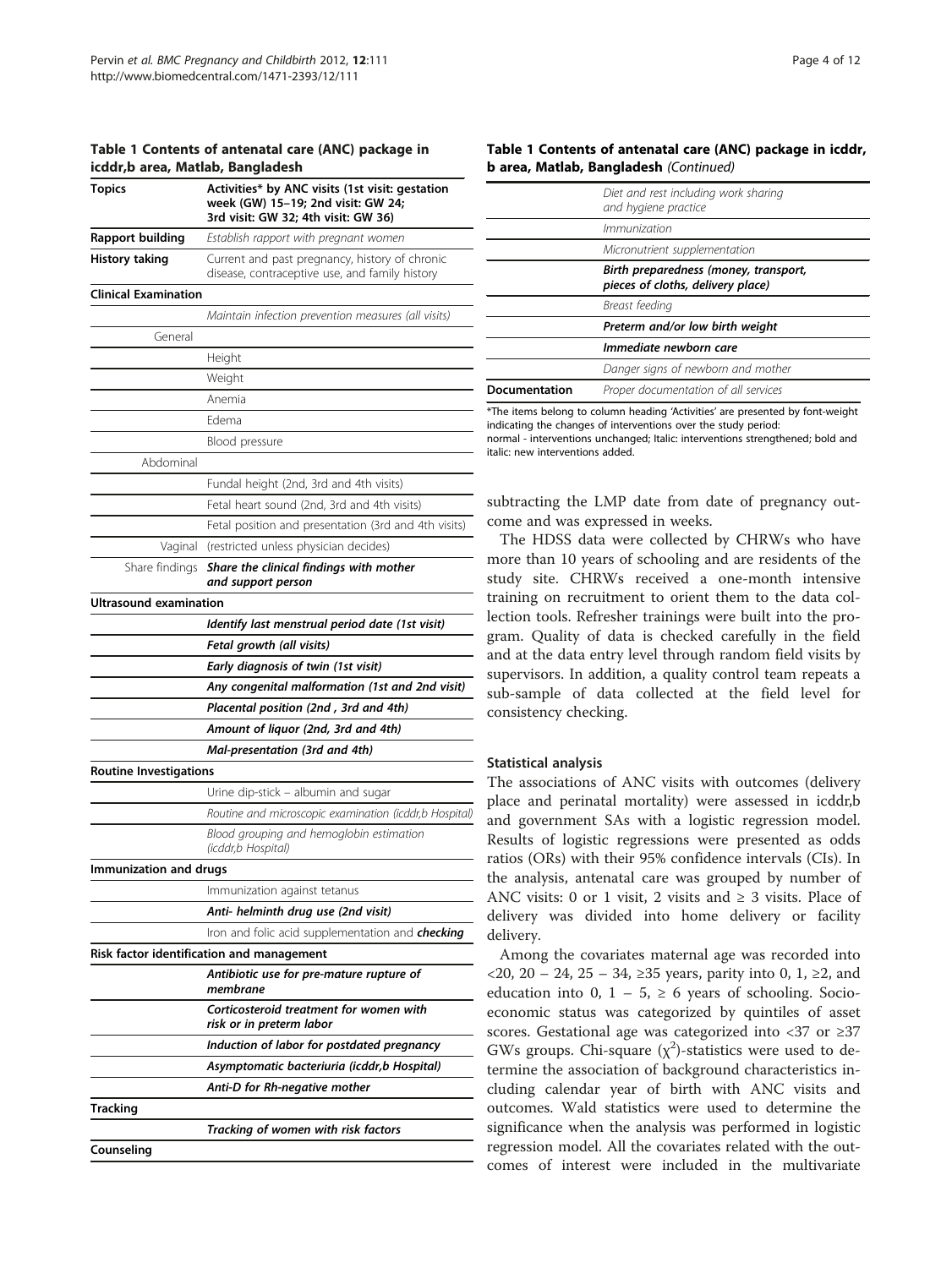**Table 1 Contents of antenatal care (ANC) package in icddr,b area, Matlab, Bangladesh**

| Topics | Activities* by ANC visits (1st visit: gestation week (GW) 15–19; 2nd visit: GW 24; 3rd visit: GW 32; 4th visit: GW 36) |
|---|---|
| **Rapport building** | *Establish rapport with pregnant women* |
| **History taking** | Current and past pregnancy, history of chronic disease, contraceptive use, and family history |
| **Clinical Examination** | |
| | *Maintain infection prevention measures (all visits)* |
| General | |
| | Height |
| | Weight |
| | Anemia |
| | Edema |
| | Blood pressure |
| Abdominal | |
| | Fundal height (2nd, 3rd and 4th visits) |
| | Fetal heart sound (2nd, 3rd and 4th visits) |
| | Fetal position and presentation (3rd and 4th visits) |
| Vaginal | (restricted unless physician decides) |
| Share findings | ***Share the clinical findings with mother and support person*** |
| **Ultrasound examination** | |
| | ***Identify last menstrual period date (1st visit)*** |
| | ***Fetal growth (all visits)*** |
| | ***Early diagnosis of twin (1st visit)*** |
| | ***Any congenital malformation (1st and 2nd visit)*** |
| | ***Placental position (2nd , 3rd and 4th)*** |
| | ***Amount of liquor (2nd, 3rd and 4th)*** |
| | ***Mal-presentation (3rd and 4th)*** |
| **Routine Investigations** | |
| | Urine dip-stick – albumin and sugar |
| | *Routine and microscopic examination (icddr,b Hospital)* |
| | *Blood grouping and hemoglobin estimation (icddr,b Hospital)* |
| **Immunization and drugs** | |
| | Immunization against tetanus |
| | ***Anti- helminth drug use (2nd visit)*** |
| | Iron and folic acid supplementation and ***checking*** |
| **Risk factor identification and management** | |
| | ***Antibiotic use for pre-mature rupture of membrane*** |
| | ***Corticosteroid treatment for women with risk or in preterm labor*** |
| | ***Induction of labor for postdated pregnancy*** |
| | ***Asymptomatic bacteriuria (icddr,b Hospital)*** |
| | ***Anti-D for Rh-negative mother*** |
| **Tracking** | |
| | ***Tracking of women with risk factors*** |
| **Counseling** | |
| | *Diet and rest including work sharing and hygiene practice* |
| | *Immunization* |
| | *Micronutrient supplementation* |
| | ***Birth preparedness (money, transport, pieces of cloths, delivery place)*** |
| | *Breast feeding* |
| | ***Preterm and/or low birth weight*** |
| | ***Immediate newborn care*** |
| | *Danger signs of newborn and mother* |
| **Documentation** | *Proper documentation of all services* |

*The items belong to column heading 'Activities' are presented by font-weight indicating the changes of interventions over the study period: normal - interventions unchanged; Italic: interventions strengthened; bold and italic: new interventions added.

subtracting the LMP date from date of pregnancy outcome and was expressed in weeks.

The HDSS data were collected by CHRWs who have more than 10 years of schooling and are residents of the study site. CHRWs received a one-month intensive training on recruitment to orient them to the data collection tools. Refresher trainings were built into the program. Quality of data is checked carefully in the field and at the data entry level through random field visits by supervisors. In addition, a quality control team repeats a sub-sample of data collected at the field level for consistency checking.

### Statistical analysis

The associations of ANC visits with outcomes (delivery place and perinatal mortality) were assessed in icddr,b and government SAs with a logistic regression model. Results of logistic regressions were presented as odds ratios (ORs) with their 95% confidence intervals (CIs). In the analysis, antenatal care was grouped by number of ANC visits: 0 or 1 visit, 2 visits and ≥ 3 visits. Place of delivery was divided into home delivery or facility delivery.

Among the covariates maternal age was recorded into <20, 20 – 24, 25 – 34, ≥35 years, parity into 0, 1, ≥2, and education into 0, 1 – 5, ≥ 6 years of schooling. Socioeconomic status was categorized by quintiles of asset scores. Gestational age was categorized into <37 or ≥37 GWs groups. Chi-square ($\chi^2$)-statistics were used to determine the association of background characteristics including calendar year of birth with ANC visits and outcomes. Wald statistics were used to determine the significance when the analysis was performed in logistic regression model. All the covariates related with the outcomes of interest were included in the multivariate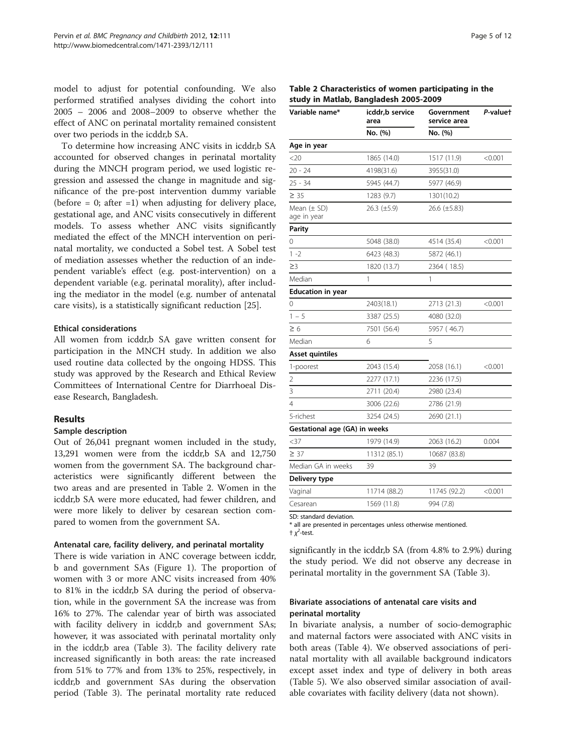model to adjust for potential confounding. We also performed stratified analyses dividing the cohort into 2005 – 2006 and 2008–2009 to observe whether the effect of ANC on perinatal mortality remained consistent over two periods in the icddr,b SA.

To determine how increasing ANC visits in icddr,b SA accounted for observed changes in perinatal mortality during the MNCH program period, we used logistic regression and assessed the change in magnitude and significance of the pre-post intervention dummy variable (before = 0; after =1) when adjusting for delivery place, gestational age, and ANC visits consecutively in different models. To assess whether ANC visits significantly mediated the effect of the MNCH intervention on perinatal mortality, we conducted a Sobel test. A Sobel test of mediation assesses whether the reduction of an independent variable's effect (e.g. post-intervention) on a dependent variable (e.g. perinatal morality), after including the mediator in the model (e.g. number of antenatal care visits), is a statistically significant reduction [25].

#### Ethical considerations

All women from icddr,b SA gave written consent for participation in the MNCH study. In addition we also used routine data collected by the ongoing HDSS. This study was approved by the Research and Ethical Review Committees of International Centre for Diarrhoeal Disease Research, Bangladesh.

## Results

### Sample description

Out of 26,041 pregnant women included in the study, 13,291 women were from the icddr,b SA and 12,750 women from the government SA. The background characteristics were significantly different between the two areas and are presented in Table 2. Women in the icddr,b SA were more educated, had fewer children, and were more likely to deliver by cesarean section compared to women from the government SA.

#### Antenatal care, facility delivery, and perinatal mortality

There is wide variation in ANC coverage between icddr, b and government SAs (Figure 1). The proportion of women with 3 or more ANC visits increased from 40% to 81% in the icddr,b SA during the period of observation, while in the government SA the increase was from 16% to 27%. The calendar year of birth was associated with facility delivery in icddr,b and government SAs; however, it was associated with perinatal mortality only in the icddr,b area (Table 3). The facility delivery rate increased significantly in both areas: the rate increased from 51% to 77% and from 13% to 25%, respectively, in icddr,b and government SAs during the observation period (Table 3). The perinatal mortality rate reduced significantly in the icddr,b SA (from 4.8% to 2.9%) during the study period. We did not observe any decrease in perinatal mortality in the government SA (Table 3).

**Table 2 Characteristics of women participating in the study in Matlab, Bangladesh 2005-2009**

| Variable name* | icddr,b service area | Government service area | *P*-value† |
|---|---|---|---|
| | No. (%) | No. (%) | |
| **Age in year** | | | |
| <20 | 1865 (14.0) | 1517 (11.9) | <0.001 |
| 20 - 24 | 4198(31.6) | 3955(31.0) | |
| 25 - 34 | 5945 (44.7) | 5977 (46.9) | |
| ≥ 35 | 1283 (9.7) | 1301(10.2) | |
| Mean (± SD) age in year | 26.3 (±5.9) | 26.6 (±5.83) | |
| **Parity** | | | |
| 0 | 5048 (38.0) | 4514 (35.4) | <0.001 |
| 1 -2 | 6423 (48.3) | 5872 (46.1) | |
| ≥3 | 1820 (13.7) | 2364 ( 18.5) | |
| Median | 1 | 1 | |
| **Education in year** | | | |
| 0 | 2403(18.1) | 2713 (21.3) | <0.001 |
| 1 – 5 | 3387 (25.5) | 4080 (32.0) | |
| ≥ 6 | 7501 (56.4) | 5957 ( 46.7) | |
| Median | 6 | 5 | |
| **Asset quintiles** | | | |
| 1-poorest | 2043 (15.4) | 2058 (16.1) | <0.001 |
| 2 | 2277 (17.1) | 2236 (17.5) | |
| 3 | 2711 (20.4) | 2980 (23.4) | |
| 4 | 3006 (22.6) | 2786 (21.9) | |
| 5-richest | 3254 (24.5) | 2690 (21.1) | |
| **Gestational age (GA) in weeks** | | | |
| <37 | 1979 (14.9) | 2063 (16.2) | 0.004 |
| ≥ 37 | 11312 (85.1) | 10687 (83.8) | |
| Median GA in weeks | 39 | 39 | |
| **Delivery type** | | | |
| Vaginal | 11714 (88.2) | 11745 (92.2) | <0.001 |
| Cesarean | 1569 (11.8) | 994 (7.8) | |

SD: standard deviation.
\* all are presented in percentages unless otherwise mentioned.
† $\chi^2$-test.

#### Bivariate associations of antenatal care visits and perinatal mortality

In bivariate analysis, a number of socio-demographic and maternal factors were associated with ANC visits in both areas (Table 4). We observed associations of perinatal mortality with all available background indicators except asset index and type of delivery in both areas (Table 5). We also observed similar association of available covariates with facility delivery (data not shown).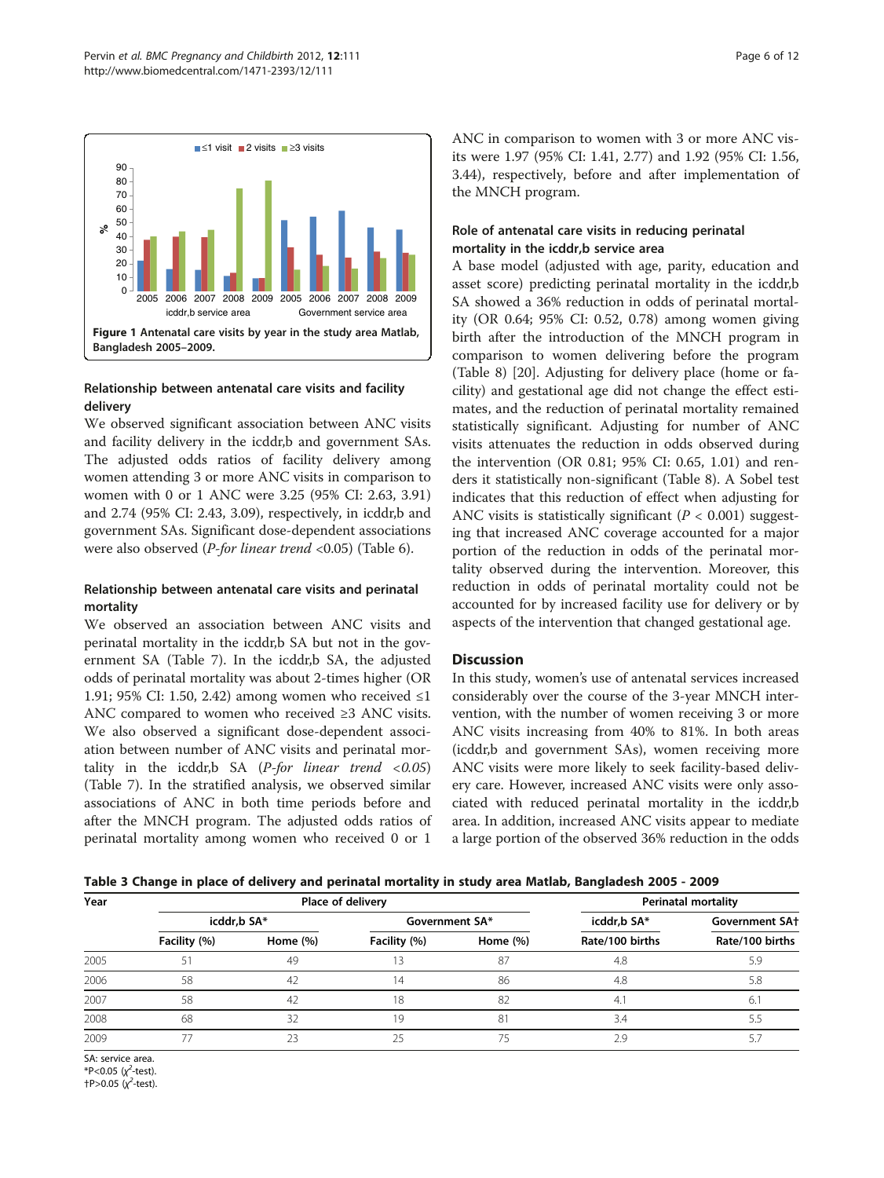Figure 1 Antenatal care visits by year in the study area Matlab, Bangladesh 2005–2009.

### Relationship between antenatal care visits and facility delivery

We observed significant association between ANC visits and facility delivery in the icddr,b and government SAs. The adjusted odds ratios of facility delivery among women attending 3 or more ANC visits in comparison to women with 0 or 1 ANC were 3.25 (95% CI: 2.63, 3.91) and 2.74 (95% CI: 2.43, 3.09), respectively, in icddr,b and government SAs. Significant dose-dependent associations were also observed (*P-for linear trend* <0.05) (Table 6).

### Relationship between antenatal care visits and perinatal mortality

We observed an association between ANC visits and perinatal mortality in the icddr,b SA but not in the government SA (Table 7). In the icddr,b SA, the adjusted odds of perinatal mortality was about 2-times higher (OR 1.91; 95% CI: 1.50, 2.42) among women who received ≤1 ANC compared to women who received ≥3 ANC visits. We also observed a significant dose-dependent association between number of ANC visits and perinatal mortality in the icddr,b SA (*P-for linear trend <0.05*) (Table 7). In the stratified analysis, we observed similar associations of ANC in both time periods before and after the MNCH program. The adjusted odds ratios of perinatal mortality among women who received 0 or 1 ANC in comparison to women with 3 or more ANC visits were 1.97 (95% CI: 1.41, 2.77) and 1.92 (95% CI: 1.56, 3.44), respectively, before and after implementation of the MNCH program.

### Role of antenatal care visits in reducing perinatal mortality in the icddr,b service area

A base model (adjusted with age, parity, education and asset score) predicting perinatal mortality in the icddr,b SA showed a 36% reduction in odds of perinatal mortality (OR 0.64; 95% CI: 0.52, 0.78) among women giving birth after the introduction of the MNCH program in comparison to women delivering before the program (Table 8) [20]. Adjusting for delivery place (home or facility) and gestational age did not change the effect estimates, and the reduction of perinatal mortality remained statistically significant. Adjusting for number of ANC visits attenuates the reduction in odds observed during the intervention (OR 0.81; 95% CI: 0.65, 1.01) and renders it statistically non-significant (Table 8). A Sobel test indicates that this reduction of effect when adjusting for ANC visits is statistically significant (*P* < 0.001) suggesting that increased ANC coverage accounted for a major portion of the reduction in odds of the perinatal mortality observed during the intervention. Moreover, this reduction in odds of perinatal mortality could not be accounted for by increased facility use for delivery or by aspects of the intervention that changed gestational age.

## Discussion

In this study, women's use of antenatal services increased considerably over the course of the 3-year MNCH intervention, with the number of women receiving 3 or more ANC visits increasing from 40% to 81%. In both areas (icddr,b and government SAs), women receiving more ANC visits were more likely to seek facility-based delivery care. However, increased ANC visits were only associated with reduced perinatal mortality in the icddr,b area. In addition, increased ANC visits appear to mediate a large portion of the observed 36% reduction in the odds

**Table 3 Change in place of delivery and perinatal mortality in study area Matlab, Bangladesh 2005 - 2009**

| Year | Place of delivery | | | | Perinatal mortality | |
|---|---|---|---|---|---|---|
| | icddr,b SA* | | Government SA* | | icddr,b SA* | Government SA† |
| | Facility (%) | Home (%) | Facility (%) | Home (%) | Rate/100 births | Rate/100 births |
| 2005 | 51 | 49 | 13 | 87 | 4.8 | 5.9 |
| 2006 | 58 | 42 | 14 | 86 | 4.8 | 5.8 |
| 2007 | 58 | 42 | 18 | 82 | 4.1 | 6.1 |
| 2008 | 68 | 32 | 19 | 81 | 3.4 | 5.5 |
| 2009 | 77 | 23 | 25 | 75 | 2.9 | 5.7 |

SA: service area.
*P<0.05 ($\chi^2$-test).
†P>0.05 ($\chi^2$-test).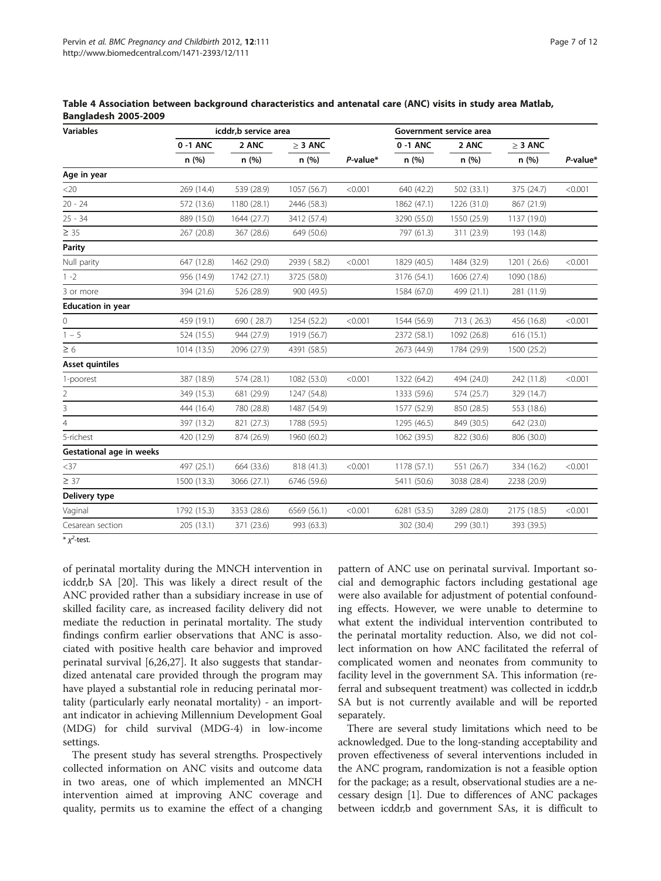**Table 4 Association between background characteristics and antenatal care (ANC) visits in study area Matlab, Bangladesh 2005-2009**

| Variables | icddr,b service area | | | | Government service area | | | |
|---|---|---|---|---|---|---|---|---|
| | 0 -1 ANC | 2 ANC | ≥ 3 ANC | | 0 -1 ANC | 2 ANC | ≥ 3 ANC | |
| | n (%) | n (%) | n (%) | *P*-value* | n (%) | n (%) | n (%) | *P*-value* |
| **Age in year** | | | | | | | | |
| <20 | 269 (14.4) | 539 (28.9) | 1057 (56.7) | <0.001 | 640 (42.2) | 502 (33.1) | 375 (24.7) | <0.001 |
| 20 - 24 | 572 (13.6) | 1180 (28.1) | 2446 (58.3) | | 1862 (47.1) | 1226 (31.0) | 867 (21.9) | |
| 25 - 34 | 889 (15.0) | 1644 (27.7) | 3412 (57.4) | | 3290 (55.0) | 1550 (25.9) | 1137 (19.0) | |
| ≥ 35 | 267 (20.8) | 367 (28.6) | 649 (50.6) | | 797 (61.3) | 311 (23.9) | 193 (14.8) | |
| **Parity** | | | | | | | | |
| Null parity | 647 (12.8) | 1462 (29.0) | 2939 ( 58.2) | <0.001 | 1829 (40.5) | 1484 (32.9) | 1201 ( 26.6) | <0.001 |
| 1 -2 | 956 (14.9) | 1742 (27.1) | 3725 (58.0) | | 3176 (54.1) | 1606 (27.4) | 1090 (18.6) | |
| 3 or more | 394 (21.6) | 526 (28.9) | 900 (49.5) | | 1584 (67.0) | 499 (21.1) | 281 (11.9) | |
| **Education in year** | | | | | | | | |
| 0 | 459 (19.1) | 690 ( 28.7) | 1254 (52.2) | <0.001 | 1544 (56.9) | 713 ( 26.3) | 456 (16.8) | <0.001 |
| 1 – 5 | 524 (15.5) | 944 (27.9) | 1919 (56.7) | | 2372 (58.1) | 1092 (26.8) | 616 (15.1) | |
| ≥ 6 | 1014 (13.5) | 2096 (27.9) | 4391 (58.5) | | 2673 (44.9) | 1784 (29.9) | 1500 (25.2) | |
| **Asset quintiles** | | | | | | | | |
| 1-poorest | 387 (18.9) | 574 (28.1) | 1082 (53.0) | <0.001 | 1322 (64.2) | 494 (24.0) | 242 (11.8) | <0.001 |
| 2 | 349 (15.3) | 681 (29.9) | 1247 (54.8) | | 1333 (59.6) | 574 (25.7) | 329 (14.7) | |
| 3 | 444 (16.4) | 780 (28.8) | 1487 (54.9) | | 1577 (52.9) | 850 (28.5) | 553 (18.6) | |
| 4 | 397 (13.2) | 821 (27.3) | 1788 (59.5) | | 1295 (46.5) | 849 (30.5) | 642 (23.0) | |
| 5-richest | 420 (12.9) | 874 (26.9) | 1960 (60.2) | | 1062 (39.5) | 822 (30.6) | 806 (30.0) | |
| **Gestational age in weeks** | | | | | | | | |
| <37 | 497 (25.1) | 664 (33.6) | 818 (41.3) | <0.001 | 1178 (57.1) | 551 (26.7) | 334 (16.2) | <0.001 |
| ≥ 37 | 1500 (13.3) | 3066 (27.1) | 6746 (59.6) | | 5411 (50.6) | 3038 (28.4) | 2238 (20.9) | |
| **Delivery type** | | | | | | | | |
| Vaginal | 1792 (15.3) | 3353 (28.6) | 6569 (56.1) | <0.001 | 6281 (53.5) | 3289 (28.0) | 2175 (18.5) | <0.001 |
| Cesarean section | 205 (13.1) | 371 (23.6) | 993 (63.3) | | 302 (30.4) | 299 (30.1) | 393 (39.5) | |

* $\chi^2$-test.

of perinatal mortality during the MNCH intervention in icddr,b SA [20]. This was likely a direct result of the ANC provided rather than a subsidiary increase in use of skilled facility care, as increased facility delivery did not mediate the reduction in perinatal mortality. The study findings confirm earlier observations that ANC is associated with positive health care behavior and improved perinatal survival [6,26,27]. It also suggests that standardized antenatal care provided through the program may have played a substantial role in reducing perinatal mortality (particularly early neonatal mortality) - an important indicator in achieving Millennium Development Goal (MDG) for child survival (MDG-4) in low-income settings.

The present study has several strengths. Prospectively collected information on ANC visits and outcome data in two areas, one of which implemented an MNCH intervention aimed at improving ANC coverage and quality, permits us to examine the effect of a changing pattern of ANC use on perinatal survival. Important social and demographic factors including gestational age were also available for adjustment of potential confounding effects. However, we were unable to determine to what extent the individual intervention contributed to the perinatal mortality reduction. Also, we did not collect information on how ANC facilitated the referral of complicated women and neonates from community to facility level in the government SA. This information (referral and subsequent treatment) was collected in icddr,b SA but is not currently available and will be reported separately.

There are several study limitations which need to be acknowledged. Due to the long-standing acceptability and proven effectiveness of several interventions included in the ANC program, randomization is not a feasible option for the package; as a result, observational studies are a necessary design [1]. Due to differences of ANC packages between icddr,b and government SAs, it is difficult to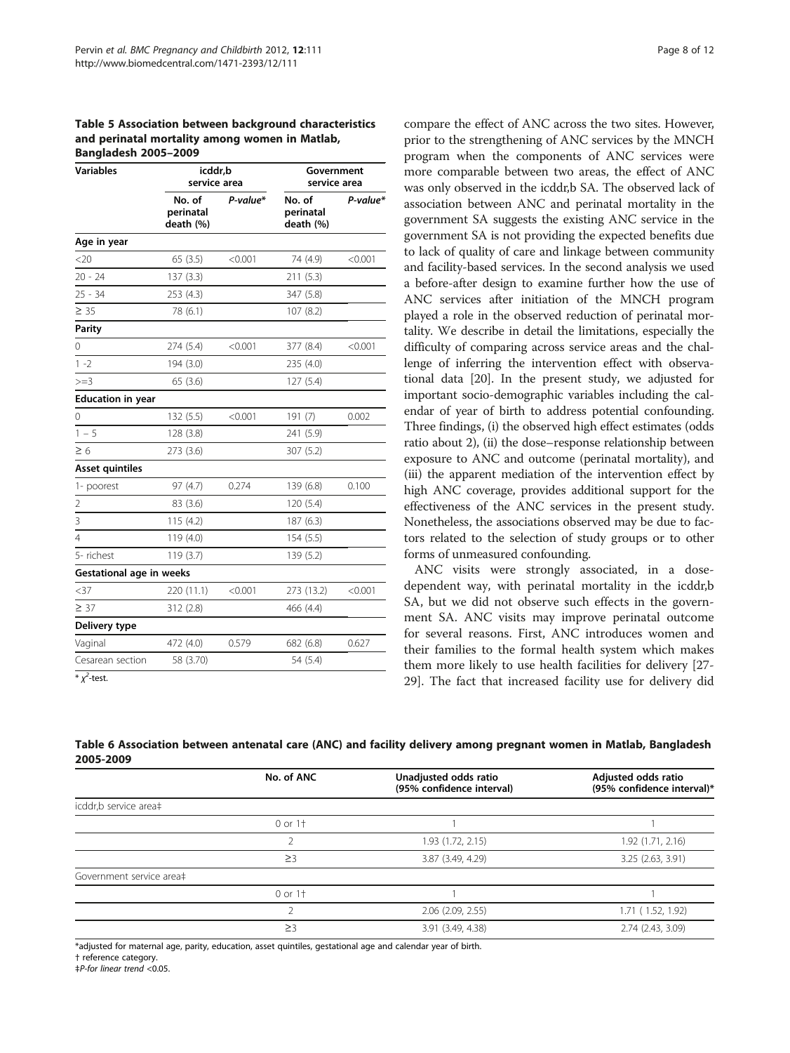**Table 5 Association between background characteristics and perinatal mortality among women in Matlab, Bangladesh 2005–2009**

| Variables | icddr,b service area | | Government service area | |
|---|---|---|---|---|
| | No. of perinatal death (%) | *P-value** | No. of perinatal death (%) | *P-value** |
| **Age in year** | | | | |
| <20 | 65 (3.5) | <0.001 | 74 (4.9) | <0.001 |
| 20 - 24 | 137 (3.3) | | 211 (5.3) | |
| 25 - 34 | 253 (4.3) | | 347 (5.8) | |
| ≥ 35 | 78 (6.1) | | 107 (8.2) | |
| **Parity** | | | | |
| 0 | 274 (5.4) | <0.001 | 377 (8.4) | <0.001 |
| 1 -2 | 194 (3.0) | | 235 (4.0) | |
| >=3 | 65 (3.6) | | 127 (5.4) | |
| **Education in year** | | | | |
| 0 | 132 (5.5) | <0.001 | 191 (7) | 0.002 |
| 1 – 5 | 128 (3.8) | | 241 (5.9) | |
| ≥ 6 | 273 (3.6) | | 307 (5.2) | |
| **Asset quintiles** | | | | |
| 1- poorest | 97 (4.7) | 0.274 | 139 (6.8) | 0.100 |
| 2 | 83 (3.6) | | 120 (5.4) | |
| 3 | 115 (4.2) | | 187 (6.3) | |
| 4 | 119 (4.0) | | 154 (5.5) | |
| 5- richest | 119 (3.7) | | 139 (5.2) | |
| **Gestational age in weeks** | | | | |
| <37 | 220 (11.1) | <0.001 | 273 (13.2) | <0.001 |
| ≥ 37 | 312 (2.8) | | 466 (4.4) | |
| **Delivery type** | | | | |
| Vaginal | 472 (4.0) | 0.579 | 682 (6.8) | 0.627 |
| Cesarean section | 58 (3.70) | | 54 (5.4) | |

* $\chi^2$-test.

compare the effect of ANC across the two sites. However, prior to the strengthening of ANC services by the MNCH program when the components of ANC services were more comparable between two areas, the effect of ANC was only observed in the icddr,b SA. The observed lack of association between ANC and perinatal mortality in the government SA suggests the existing ANC service in the government SA is not providing the expected benefits due to lack of quality of care and linkage between community and facility-based services. In the second analysis we used a before-after design to examine further how the use of ANC services after initiation of the MNCH program played a role in the observed reduction of perinatal mortality. We describe in detail the limitations, especially the difficulty of comparing across service areas and the challenge of inferring the intervention effect with observational data [20]. In the present study, we adjusted for important socio-demographic variables including the calendar of year of birth to address potential confounding. Three findings, (i) the observed high effect estimates (odds ratio about 2), (ii) the dose–response relationship between exposure to ANC and outcome (perinatal mortality), and (iii) the apparent mediation of the intervention effect by high ANC coverage, provides additional support for the effectiveness of the ANC services in the present study. Nonetheless, the associations observed may be due to factors related to the selection of study groups or to other forms of unmeasured confounding.

ANC visits were strongly associated, in a dose-dependent way, with perinatal mortality in the icddr,b SA, but we did not observe such effects in the government SA. ANC visits may improve perinatal outcome for several reasons. First, ANC introduces women and their families to the formal health system which makes them more likely to use health facilities for delivery [27-29]. The fact that increased facility use for delivery did

**Table 6 Association between antenatal care (ANC) and facility delivery among pregnant women in Matlab, Bangladesh 2005-2009**

| | No. of ANC | Unadjusted odds ratio (95% confidence interval) | Adjusted odds ratio (95% confidence interval)* |
|---|---|---|---|
| icddr,b service area‡ | | | |
| | 0 or 1† | 1 | 1 |
| | 2 | 1.93 (1.72, 2.15) | 1.92 (1.71, 2.16) |
| | ≥3 | 3.87 (3.49, 4.29) | 3.25 (2.63, 3.91) |
| Government service area‡ | | | |
| | 0 or 1† | 1 | 1 |
| | 2 | 2.06 (2.09, 2.55) | 1.71 ( 1.52, 1.92) |
| | ≥3 | 3.91 (3.49, 4.38) | 2.74 (2.43, 3.09) |

*adjusted for maternal age, parity, education, asset quintiles, gestational age and calendar year of birth.
† reference category.
‡*P-for linear trend* <0.05.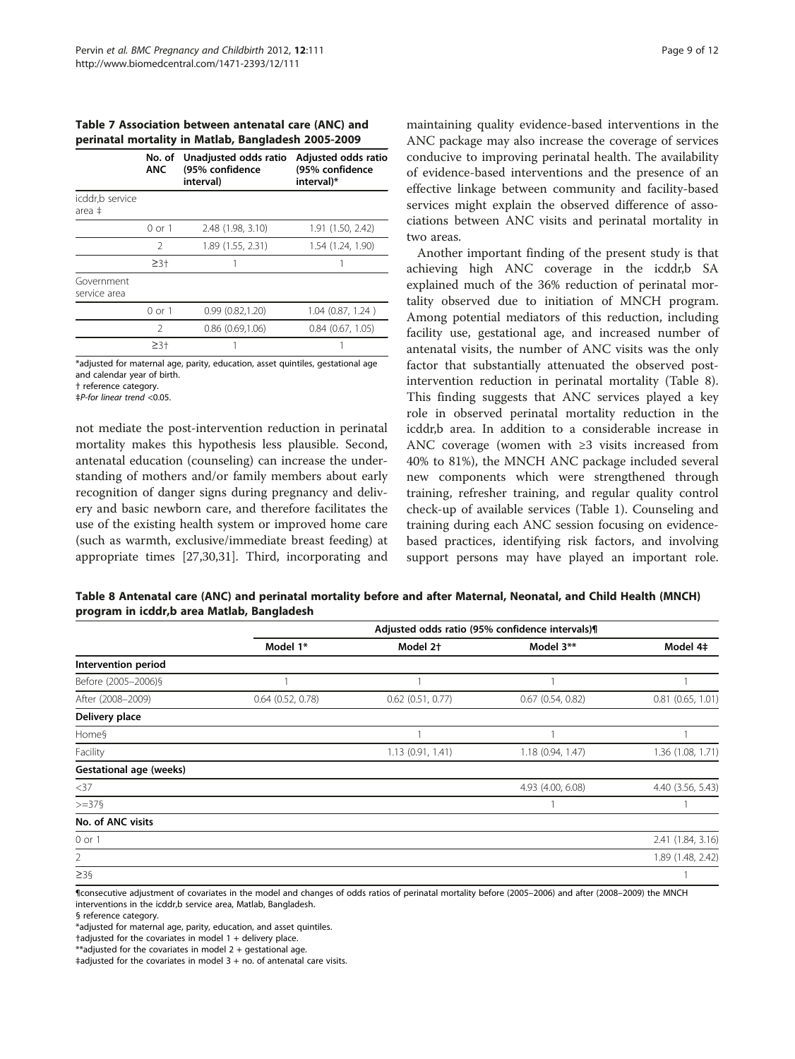**Table 7 Association between antenatal care (ANC) and perinatal mortality in Matlab, Bangladesh 2005-2009**

| | No. of ANC | Unadjusted odds ratio (95% confidence interval) | Adjusted odds ratio (95% confidence interval)* |
|---|---|---|---|
| icddr,b service area ‡ | | | |
| | 0 or 1 | 2.48 (1.98, 3.10) | 1.91 (1.50, 2.42) |
| | 2 | 1.89 (1.55, 2.31) | 1.54 (1.24, 1.90) |
| | ≥3† | 1 | 1 |
| Government service area | | | |
| | 0 or 1 | 0.99 (0.82,1.20) | 1.04 (0.87, 1.24 ) |
| | 2 | 0.86 (0.69,1.06) | 0.84 (0.67, 1.05) |
| | ≥3† | 1 | 1 |

*adjusted for maternal age, parity, education, asset quintiles, gestational age and calendar year of birth.
† reference category.
‡*P-for linear trend* <0.05.

not mediate the post-intervention reduction in perinatal mortality makes this hypothesis less plausible. Second, antenatal education (counseling) can increase the understanding of mothers and/or family members about early recognition of danger signs during pregnancy and delivery and basic newborn care, and therefore facilitates the use of the existing health system or improved home care (such as warmth, exclusive/immediate breast feeding) at appropriate times [27,30,31]. Third, incorporating and maintaining quality evidence-based interventions in the ANC package may also increase the coverage of services conducive to improving perinatal health. The availability of evidence-based interventions and the presence of an effective linkage between community and facility-based services might explain the observed difference of associations between ANC visits and perinatal mortality in two areas.

Another important finding of the present study is that achieving high ANC coverage in the icddr,b SA explained much of the 36% reduction of perinatal mortality observed due to initiation of MNCH program. Among potential mediators of this reduction, including facility use, gestational age, and increased number of antenatal visits, the number of ANC visits was the only factor that substantially attenuated the observed post-intervention reduction in perinatal mortality (Table 8). This finding suggests that ANC services played a key role in observed perinatal mortality reduction in the icddr,b area. In addition to a considerable increase in ANC coverage (women with ≥3 visits increased from 40% to 81%), the MNCH ANC package included several new components which were strengthened through training, refresher training, and regular quality control check-up of available services (Table 1). Counseling and training during each ANC session focusing on evidence-based practices, identifying risk factors, and involving support persons may have played an important role.

**Table 8 Antenatal care (ANC) and perinatal mortality before and after Maternal, Neonatal, and Child Health (MNCH) program in icddr,b area Matlab, Bangladesh**

| | Adjusted odds ratio (95% confidence intervals)¶ | | | |
|---|---|---|---|---|
| | Model 1* | Model 2† | Model 3** | Model 4‡ |
| **Intervention period** | | | | |
| Before (2005–2006)§ | 1 | 1 | 1 | 1 |
| After (2008–2009) | 0.64 (0.52, 0.78) | 0.62 (0.51, 0.77) | 0.67 (0.54, 0.82) | 0.81 (0.65, 1.01) |
| **Delivery place** | | | | |
| Home§ | | 1 | 1 | 1 |
| Facility | | 1.13 (0.91, 1.41) | 1.18 (0.94, 1.47) | 1.36 (1.08, 1.71) |
| **Gestational age (weeks)** | | | | |
| <37 | | | 4.93 (4.00, 6.08) | 4.40 (3.56, 5.43) |
| >=37§ | | | 1 | 1 |
| **No. of ANC visits** | | | | |
| 0 or 1 | | | | 2.41 (1.84, 3.16) |
| 2 | | | | 1.89 (1.48, 2.42) |
| ≥3§ | | | | 1 |

¶consecutive adjustment of covariates in the model and changes of odds ratios of perinatal mortality before (2005–2006) and after (2008–2009) the MNCH interventions in the icddr,b service area, Matlab, Bangladesh.
§ reference category.
*adjusted for maternal age, parity, education, and asset quintiles.
†adjusted for the covariates in model 1 + delivery place.
**adjusted for the covariates in model 2 + gestational age.
‡adjusted for the covariates in model 3 + no. of antenatal care visits.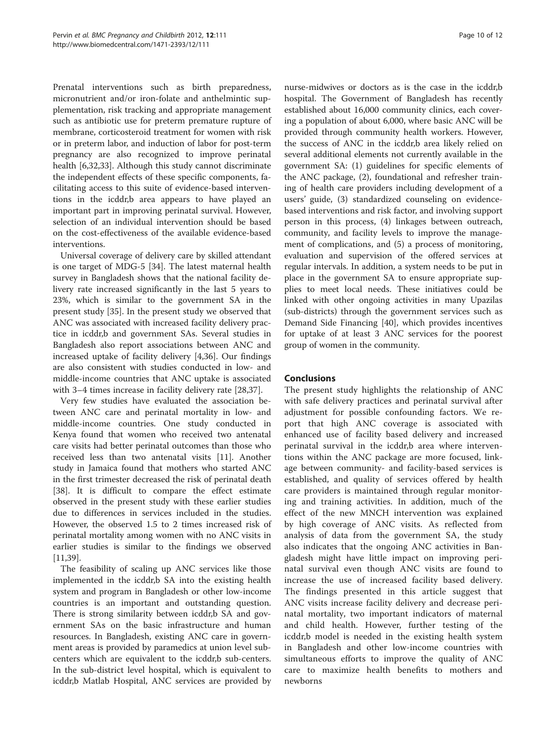Prenatal interventions such as birth preparedness, micronutrient and/or iron-folate and anthelmintic supplementation, risk tracking and appropriate management such as antibiotic use for preterm premature rupture of membrane, corticosteroid treatment for women with risk or in preterm labor, and induction of labor for post-term pregnancy are also recognized to improve perinatal health [6,32,33]. Although this study cannot discriminate the independent effects of these specific components, facilitating access to this suite of evidence-based interventions in the icddr,b area appears to have played an important part in improving perinatal survival. However, selection of an individual intervention should be based on the cost-effectiveness of the available evidence-based interventions.

Universal coverage of delivery care by skilled attendant is one target of MDG-5 [34]. The latest maternal health survey in Bangladesh shows that the national facility delivery rate increased significantly in the last 5 years to 23%, which is similar to the government SA in the present study [35]. In the present study we observed that ANC was associated with increased facility delivery practice in icddr,b and government SAs. Several studies in Bangladesh also report associations between ANC and increased uptake of facility delivery [4,36]. Our findings are also consistent with studies conducted in low- and middle-income countries that ANC uptake is associated with 3–4 times increase in facility delivery rate [28,37].

Very few studies have evaluated the association between ANC care and perinatal mortality in low- and middle-income countries. One study conducted in Kenya found that women who received two antenatal care visits had better perinatal outcomes than those who received less than two antenatal visits [11]. Another study in Jamaica found that mothers who started ANC in the first trimester decreased the risk of perinatal death [38]. It is difficult to compare the effect estimate observed in the present study with these earlier studies due to differences in services included in the studies. However, the observed 1.5 to 2 times increased risk of perinatal mortality among women with no ANC visits in earlier studies is similar to the findings we observed [11,39].

The feasibility of scaling up ANC services like those implemented in the icddr,b SA into the existing health system and program in Bangladesh or other low-income countries is an important and outstanding question. There is strong similarity between icddr,b SA and government SAs on the basic infrastructure and human resources. In Bangladesh, existing ANC care in government areas is provided by paramedics at union level sub-centers which are equivalent to the icddr,b sub-centers. In the sub-district level hospital, which is equivalent to icddr,b Matlab Hospital, ANC services are provided by nurse-midwives or doctors as is the case in the icddr,b hospital. The Government of Bangladesh has recently established about 16,000 community clinics, each covering a population of about 6,000, where basic ANC will be provided through community health workers. However, the success of ANC in the icddr,b area likely relied on several additional elements not currently available in the government SA: (1) guidelines for specific elements of the ANC package, (2), foundational and refresher training of health care providers including development of a users' guide, (3) standardized counseling on evidence-based interventions and risk factor, and involving support person in this process, (4) linkages between outreach, community, and facility levels to improve the management of complications, and (5) a process of monitoring, evaluation and supervision of the offered services at regular intervals. In addition, a system needs to be put in place in the government SA to ensure appropriate supplies to meet local needs. These initiatives could be linked with other ongoing activities in many Upazilas (sub-districts) through the government services such as Demand Side Financing [40], which provides incentives for uptake of at least 3 ANC services for the poorest group of women in the community.

## Conclusions

The present study highlights the relationship of ANC with safe delivery practices and perinatal survival after adjustment for possible confounding factors. We report that high ANC coverage is associated with enhanced use of facility based delivery and increased perinatal survival in the icddr,b area where interventions within the ANC package are more focused, linkage between community- and facility-based services is established, and quality of services offered by health care providers is maintained through regular monitoring and training activities. In addition, much of the effect of the new MNCH intervention was explained by high coverage of ANC visits. As reflected from analysis of data from the government SA, the study also indicates that the ongoing ANC activities in Bangladesh might have little impact on improving perinatal survival even though ANC visits are found to increase the use of increased facility based delivery. The findings presented in this article suggest that ANC visits increase facility delivery and decrease perinatal mortality, two important indicators of maternal and child health. However, further testing of the icddr,b model is needed in the existing health system in Bangladesh and other low-income countries with simultaneous efforts to improve the quality of ANC care to maximize health benefits to mothers and newborns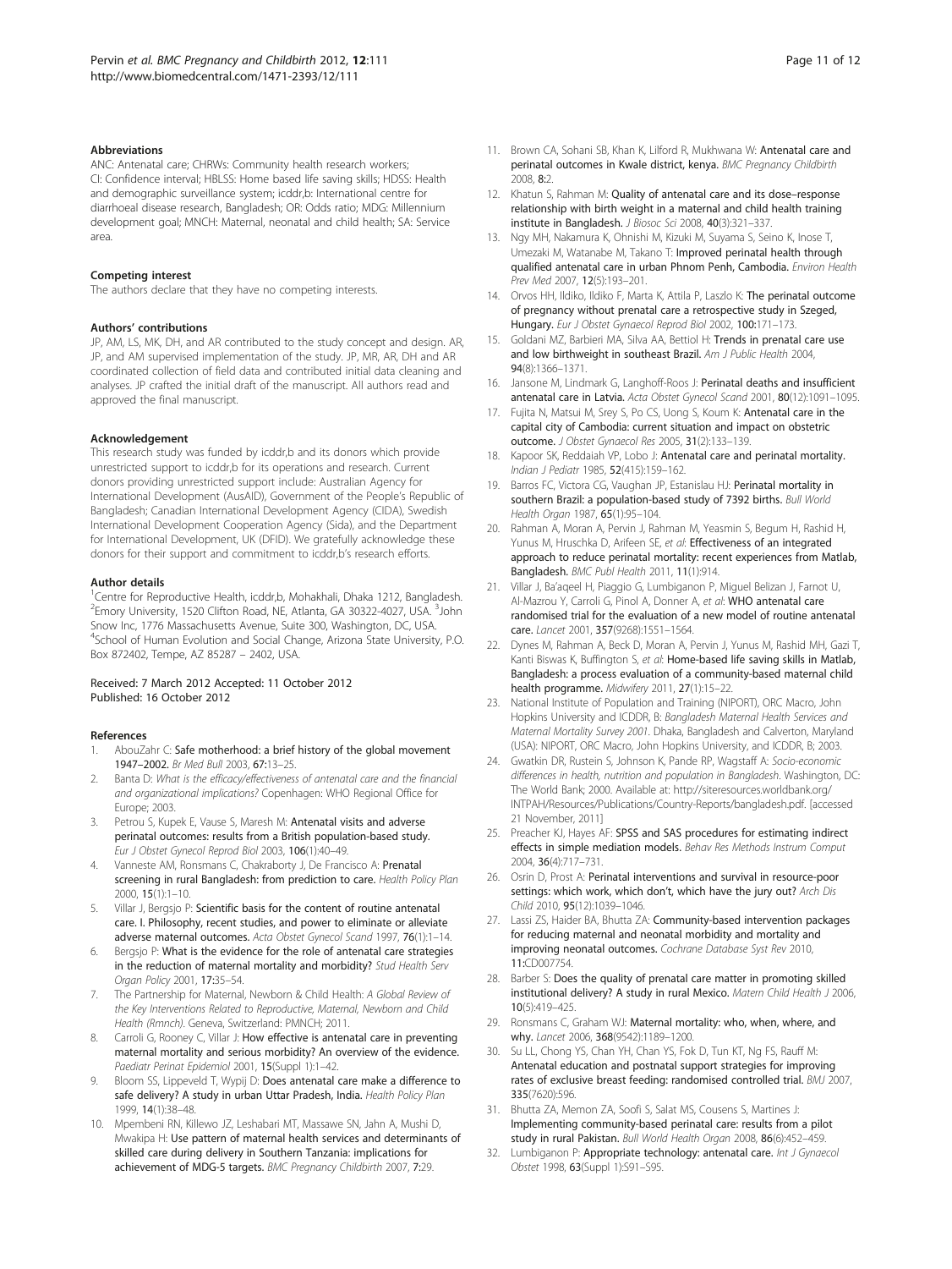### Abbreviations

ANC: Antenatal care; CHRWs: Community health research workers; CI: Confidence interval; HBLSS: Home based life saving skills; HDSS: Health and demographic surveillance system; icddr,b: International centre for diarrhoeal disease research, Bangladesh; OR: Odds ratio; MDG: Millennium development goal; MNCH: Maternal, neonatal and child health; SA: Service area.

### Competing interest

The authors declare that they have no competing interests.

### Authors' contributions

JP, AM, LS, MK, DH, and AR contributed to the study concept and design. AR, JP, and AM supervised implementation of the study. JP, MR, AR, DH and AR coordinated collection of field data and contributed initial data cleaning and analyses. JP crafted the initial draft of the manuscript. All authors read and approved the final manuscript.

### Acknowledgement

This research study was funded by icddr,b and its donors which provide unrestricted support to icddr,b for its operations and research. Current donors providing unrestricted support include: Australian Agency for International Development (AusAID), Government of the People's Republic of Bangladesh; Canadian International Development Agency (CIDA), Swedish International Development Cooperation Agency (Sida), and the Department for International Development, UK (DFID). We gratefully acknowledge these donors for their support and commitment to icddr,b's research efforts.

### Author details

[1]Centre for Reproductive Health, icddr,b, Mohakhali, Dhaka 1212, Bangladesh. [2]Emory University, 1520 Clifton Road, NE, Atlanta, GA 30322-4027, USA. [3]John Snow Inc, 1776 Massachusetts Avenue, Suite 300, Washington, DC, USA. [4]School of Human Evolution and Social Change, Arizona State University, P.O. Box 872402, Tempe, AZ 85287 – 2402, USA.

Received: 7 March 2012 Accepted: 11 October 2012
Published: 16 October 2012

### References

1. AbouZahr C: **Safe motherhood: a brief history of the global movement 1947–2002.** *Br Med Bull* 2003, **67:**13–25.
2. Banta D: *What is the efficacy/effectiveness of antenatal care and the financial and organizational implications?* Copenhagen: WHO Regional Office for Europe; 2003.
3. Petrou S, Kupek E, Vause S, Maresh M: **Antenatal visits and adverse perinatal outcomes: results from a British population-based study.** *Eur J Obstet Gynecol Reprod Biol* 2003, **106**(1):40–49.
4. Vanneste AM, Ronsmans C, Chakraborty J, De Francisco A: **Prenatal screening in rural Bangladesh: from prediction to care.** *Health Policy Plan* 2000, **15**(1):1–10.
5. Villar J, Bergsjo P: **Scientific basis for the content of routine antenatal care. I. Philosophy, recent studies, and power to eliminate or alleviate adverse maternal outcomes.** *Acta Obstet Gynecol Scand* 1997, **76**(1):1–14.
6. Bergsjo P: **What is the evidence for the role of antenatal care strategies in the reduction of maternal mortality and morbidity?** *Stud Health Serv Organ Policy* 2001, **17:**35–54.
7. The Partnership for Maternal, Newborn & Child Health: *A Global Review of the Key Interventions Related to Reproductive, Maternal, Newborn and Child Health (Rmnch).* Geneva, Switzerland: PMNCH; 2011.
8. Carroli G, Rooney C, Villar J: **How effective is antenatal care in preventing maternal mortality and serious morbidity? An overview of the evidence.** *Paediatr Perinat Epidemiol* 2001, **15**(Suppl 1):1–42.
9. Bloom SS, Lippeveld T, Wypij D: **Does antenatal care make a difference to safe delivery? A study in urban Uttar Pradesh, India.** *Health Policy Plan* 1999, **14**(1):38–48.
10. Mpembeni RN, Killewo JZ, Leshabari MT, Massawe SN, Jahn A, Mushi D, Mwakipa H: **Use pattern of maternal health services and determinants of skilled care during delivery in Southern Tanzania: implications for achievement of MDG-5 targets.** *BMC Pregnancy Childbirth* 2007, **7:**29.
11. Brown CA, Sohani SB, Khan K, Lilford R, Mukhwana W: **Antenatal care and perinatal outcomes in Kwale district, kenya.** *BMC Pregnancy Childbirth* 2008, **8:**2.
12. Khatun S, Rahman M: **Quality of antenatal care and its dose–response relationship with birth weight in a maternal and child health training institute in Bangladesh.** *J Biosoc Sci* 2008, **40**(3):321–337.
13. Ngy MH, Nakamura K, Ohnishi M, Kizuki M, Suyama S, Seino K, Inose T, Umezaki M, Watanabe M, Takano T: **Improved perinatal health through qualified antenatal care in urban Phnom Penh, Cambodia.** *Environ Health Prev Med* 2007, **12**(5):193–201.
14. Orvos HH, Ildiko, Ildiko F, Marta K, Attila P, Laszlo K: **The perinatal outcome of pregnancy without prenatal care a retrospective study in Szeged, Hungary.** *Eur J Obstet Gynaecol Reprod Biol* 2002, **100:**171–173.
15. Goldani MZ, Barbieri MA, Silva AA, Bettiol H: **Trends in prenatal care use and low birthweight in southeast Brazil.** *Am J Public Health* 2004, **94**(8):1366–1371.
16. Jansone M, Lindmark G, Langhoff-Roos J: **Perinatal deaths and insufficient antenatal care in Latvia.** *Acta Obstet Gynecol Scand* 2001, **80**(12):1091–1095.
17. Fujita N, Matsui M, Srey S, Po CS, Uong S, Koum K: **Antenatal care in the capital city of Cambodia: current situation and impact on obstetric outcome.** *J Obstet Gynaecol Res* 2005, **31**(2):133–139.
18. Kapoor SK, Reddaiah VP, Lobo J: **Antenatal care and perinatal mortality.** *Indian J Pediatr* 1985, **52**(415):159–162.
19. Barros FC, Victora CG, Vaughan JP, Estanislau HJ: **Perinatal mortality in southern Brazil: a population-based study of 7392 births.** *Bull World Health Organ* 1987, **65**(1):95–104.
20. Rahman A, Moran A, Pervin J, Rahman M, Yeasmin S, Begum H, Rashid H, Yunus M, Hruschka D, Arifeen SE, *et al*: **Effectiveness of an integrated approach to reduce perinatal mortality: recent experiences from Matlab, Bangladesh.** *BMC Publ Health* 2011, **11**(1):914.
21. Villar J, Ba'aqeel H, Piaggio G, Lumbiganon P, Miguel Belizan J, Farnot U, Al-Mazrou Y, Carroli G, Pinol A, Donner A, *et al*: **WHO antenatal care randomised trial for the evaluation of a new model of routine antenatal care.** *Lancet* 2001, **357**(9268):1551–1564.
22. Dynes M, Rahman A, Beck D, Moran A, Pervin J, Yunus M, Rashid MH, Gazi T, Kanti Biswas K, Buffington S, *et al*: **Home-based life saving skills in Matlab, Bangladesh: a process evaluation of a community-based maternal child health programme.** *Midwifery* 2011, **27**(1):15–22.
23. National Institute of Population and Training (NIPORT), ORC Macro, John Hopkins University and ICDDR, B: *Bangladesh Maternal Health Services and Maternal Mortality Survey 2001.* Dhaka, Bangladesh and Calverton, Maryland (USA): NIPORT, ORC Macro, John Hopkins University, and ICDDR, B; 2003.
24. Gwatkin DR, Rustein S, Johnson K, Pande RP, Wagstaff A: *Socio-economic differences in health, nutrition and population in Bangladesh.* Washington, DC: The World Bank; 2000. Available at: http://siteresources.worldbank.org/INTPAH/Resources/Publications/Country-Reports/bangladesh.pdf. [accessed 21 November, 2011]
25. Preacher KJ, Hayes AF: **SPSS and SAS procedures for estimating indirect effects in simple mediation models.** *Behav Res Methods Instrum Comput* 2004, **36**(4):717–731.
26. Osrin D, Prost A: **Perinatal interventions and survival in resource-poor settings: which work, which don't, which have the jury out?** *Arch Dis Child* 2010, **95**(12):1039–1046.
27. Lassi ZS, Haider BA, Bhutta ZA: **Community-based intervention packages for reducing maternal and neonatal morbidity and mortality and improving neonatal outcomes.** *Cochrane Database Syst Rev* 2010, **11:**CD007754.
28. Barber S: **Does the quality of prenatal care matter in promoting skilled institutional delivery? A study in rural Mexico.** *Matern Child Health J* 2006, **10**(5):419–425.
29. Ronsmans C, Graham WJ: **Maternal mortality: who, when, where, and why.** *Lancet* 2006, **368**(9542):1189–1200.
30. Su LL, Chong YS, Chan YH, Chan YS, Fok D, Tun KT, Ng FS, Rauff M: **Antenatal education and postnatal support strategies for improving rates of exclusive breast feeding: randomised controlled trial.** *BMJ* 2007, **335**(7620):596.
31. Bhutta ZA, Memon ZA, Soofi S, Salat MS, Cousens S, Martines J: **Implementing community-based perinatal care: results from a pilot study in rural Pakistan.** *Bull World Health Organ* 2008, **86**(6):452–459.
32. Lumbiganon P: **Appropriate technology: antenatal care.** *Int J Gynaecol Obstet* 1998, **63**(Suppl 1):S91–S95.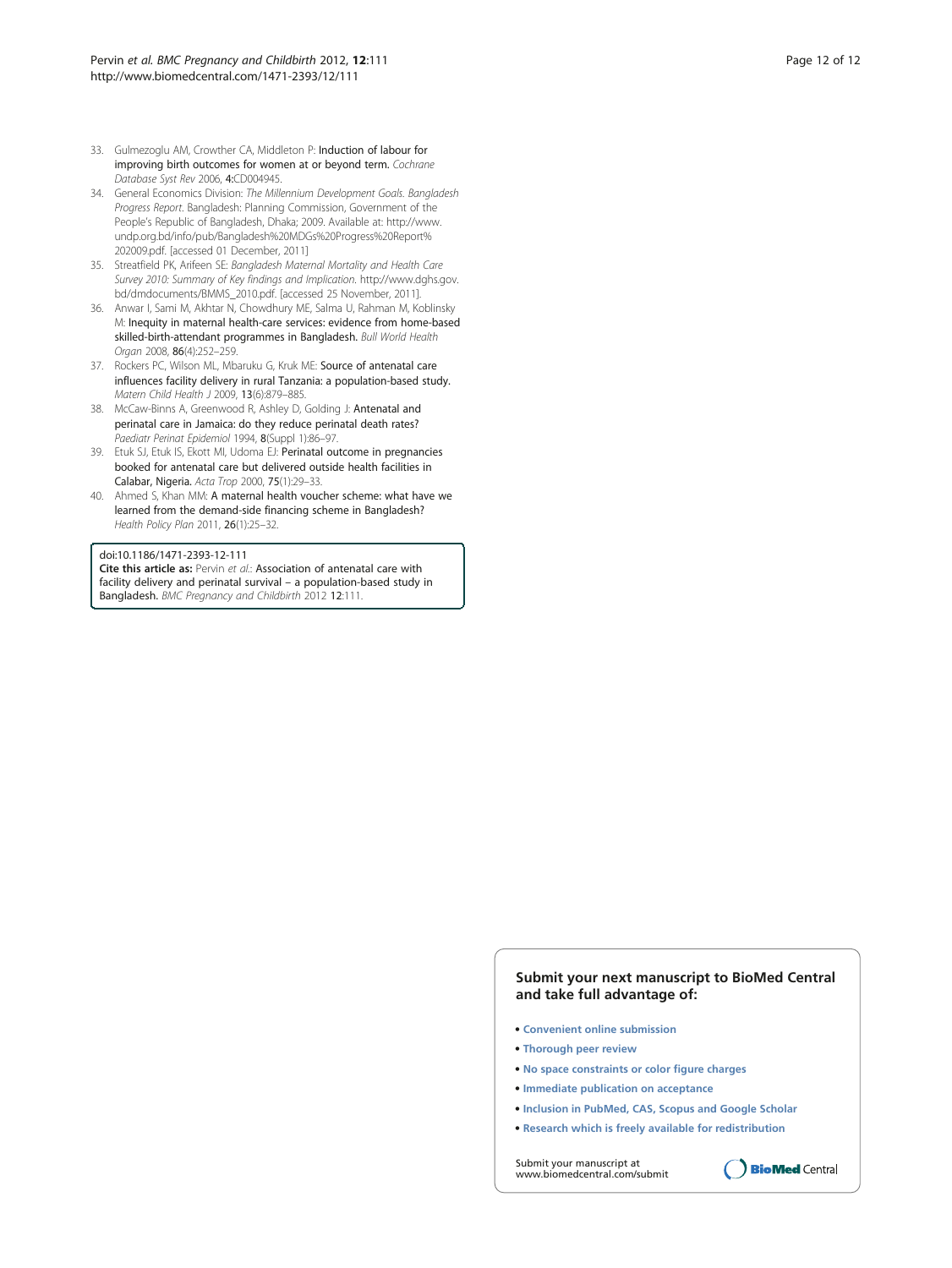33. Gulmezoglu AM, Crowther CA, Middleton P: **Induction of labour for improving birth outcomes for women at or beyond term.** *Cochrane Database Syst Rev* 2006, **4**:CD004945.
34. General Economics Division: *The Millennium Development Goals. Bangladesh Progress Report*. Bangladesh: Planning Commission, Government of the People's Republic of Bangladesh, Dhaka; 2009. Available at: http://www.undp.org.bd/info/pub/Bangladesh%20MDGs%20Progress%20Report%202009.pdf. [accessed 01 December, 2011]
35. Streatfield PK, Arifeen SE: *Bangladesh Maternal Mortality and Health Care Survey 2010: Summary of Key findings and Implication*. http://www.dghs.gov.bd/dmdocuments/BMMS_2010.pdf. [accessed 25 November, 2011].
36. Anwar I, Sami M, Akhtar N, Chowdhury ME, Salma U, Rahman M, Koblinsky M: **Inequity in maternal health-care services: evidence from home-based skilled-birth-attendant programmes in Bangladesh.** *Bull World Health Organ* 2008, **86**(4):252–259.
37. Rockers PC, Wilson ML, Mbaruku G, Kruk ME: **Source of antenatal care influences facility delivery in rural Tanzania: a population-based study.** *Matern Child Health J* 2009, **13**(6):879–885.
38. McCaw-Binns A, Greenwood R, Ashley D, Golding J: **Antenatal and perinatal care in Jamaica: do they reduce perinatal death rates?** *Paediatr Perinat Epidemiol* 1994, **8**(Suppl 1):86–97.
39. Etuk SJ, Etuk IS, Ekott MI, Udoma EJ: **Perinatal outcome in pregnancies booked for antenatal care but delivered outside health facilities in Calabar, Nigeria.** *Acta Trop* 2000, **75**(1):29–33.
40. Ahmed S, Khan MM: **A maternal health voucher scheme: what have we learned from the demand-side financing scheme in Bangladesh?** *Health Policy Plan* 2011, **26**(1):25–32.

doi:10.1186/1471-2393-12-111

**Cite this article as:** Pervin *et al.*: Association of antenatal care with facility delivery and perinatal survival – a population-based study in Bangladesh. *BMC Pregnancy and Childbirth* 2012 **12**:111.

**Submit your next manuscript to BioMed Central and take full advantage of:**

- **Convenient online submission**
- **Thorough peer review**
- **No space constraints or color figure charges**
- **Immediate publication on acceptance**
- **Inclusion in PubMed, CAS, Scopus and Google Scholar**
- **Research which is freely available for redistribution**

Submit your manuscript at www.biomedcentral.com/submit

BioMed Central